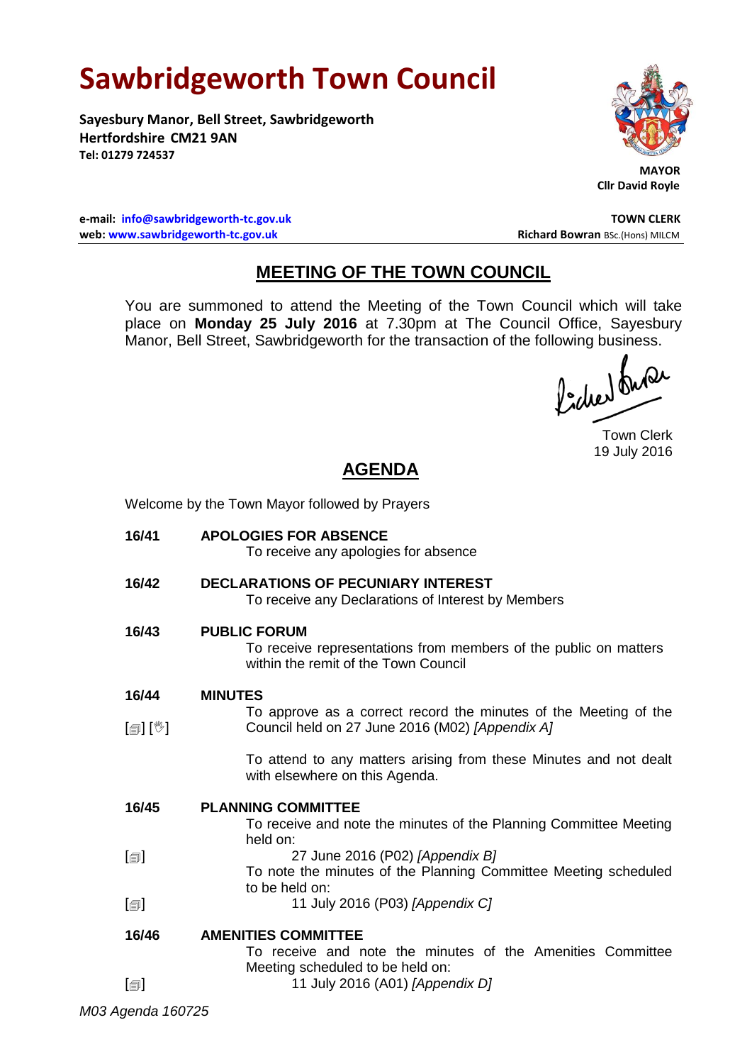# Sawbridgeworth Town Council

**Sayesbury Manor, Bell Street, Sawbridgeworth**
**Hertfordshire CM21 9AN**
**Tel: 01279 724537**

**MAYOR**
**Cllr David Royle**

**e-mail: info@sawbridgeworth-tc.gov.uk**
**web: www.sawbridgeworth-tc.gov.uk**

**TOWN CLERK**
**Richard Bowran** BSc.(Hons) MILCM

## MEETING OF THE TOWN COUNCIL

You are summoned to attend the Meeting of the Town Council which will take place on **Monday 25 July 2016** at 7.30pm at The Council Office, Sayesbury Manor, Bell Street, Sawbridgeworth for the transaction of the following business.

Town Clerk
19 July 2016

## AGENDA

Welcome by the Town Mayor followed by Prayers

**16/41 APOLOGIES FOR ABSENCE**
To receive any apologies for absence

**16/42 DECLARATIONS OF PECUNIARY INTEREST**
To receive any Declarations of Interest by Members

**16/43 PUBLIC FORUM**
To receive representations from members of the public on matters within the remit of the Town Council

**16/44 MINUTES**

[▤] [✋] To approve as a correct record the minutes of the Meeting of the Council held on 27 June 2016 (M02) *[Appendix A]*

To attend to any matters arising from these Minutes and not dealt with elsewhere on this Agenda.

**16/45 PLANNING COMMITTEE**
To receive and note the minutes of the Planning Committee Meeting held on:

[▤] 27 June 2016 (P02) *[Appendix B]*

To note the minutes of the Planning Committee Meeting scheduled to be held on:

[▤] 11 July 2016 (P03) *[Appendix C]*

**16/46 AMENITIES COMMITTEE**
To receive and note the minutes of the Amenities Committee Meeting scheduled to be held on:

[▤] 11 July 2016 (A01) *[Appendix D]*

*M03 Agenda 160725*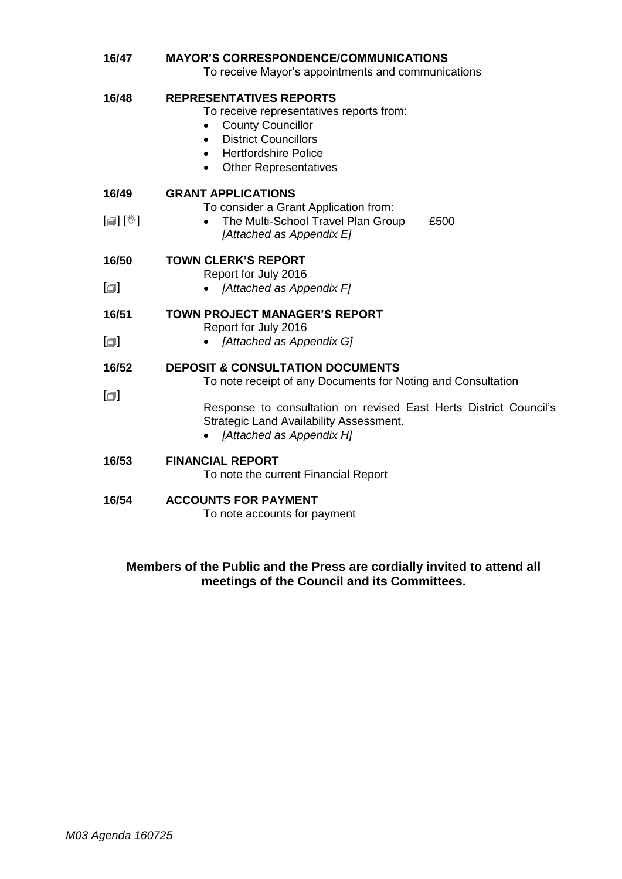**16/47 MAYOR'S CORRESPONDENCE/COMMUNICATIONS**

To receive Mayor's appointments and communications

**16/48 REPRESENTATIVES REPORTS**

To receive representatives reports from:

- County Councillor
- District Councillors
- Hertfordshire Police
- Other Representatives

**16/49 GRANT APPLICATIONS**

To consider a Grant Application from:

[🗐] [🖑]

- The Multi-School Travel Plan Group £500

*[Attached as Appendix E]*

**16/50 TOWN CLERK'S REPORT**

Report for July 2016

[🗐]

- *[Attached as Appendix F]*

**16/51 TOWN PROJECT MANAGER'S REPORT**

Report for July 2016

[🗐]

- *[Attached as Appendix G]*

**16/52 DEPOSIT & CONSULTATION DOCUMENTS**

To note receipt of any Documents for Noting and Consultation

[🗐]

Response to consultation on revised East Herts District Council's Strategic Land Availability Assessment.

- *[Attached as Appendix H]*

**16/53 FINANCIAL REPORT**

To note the current Financial Report

**16/54 ACCOUNTS FOR PAYMENT**

To note accounts for payment

**Members of the Public and the Press are cordially invited to attend all meetings of the Council and its Committees.**

*M03 Agenda 160725*